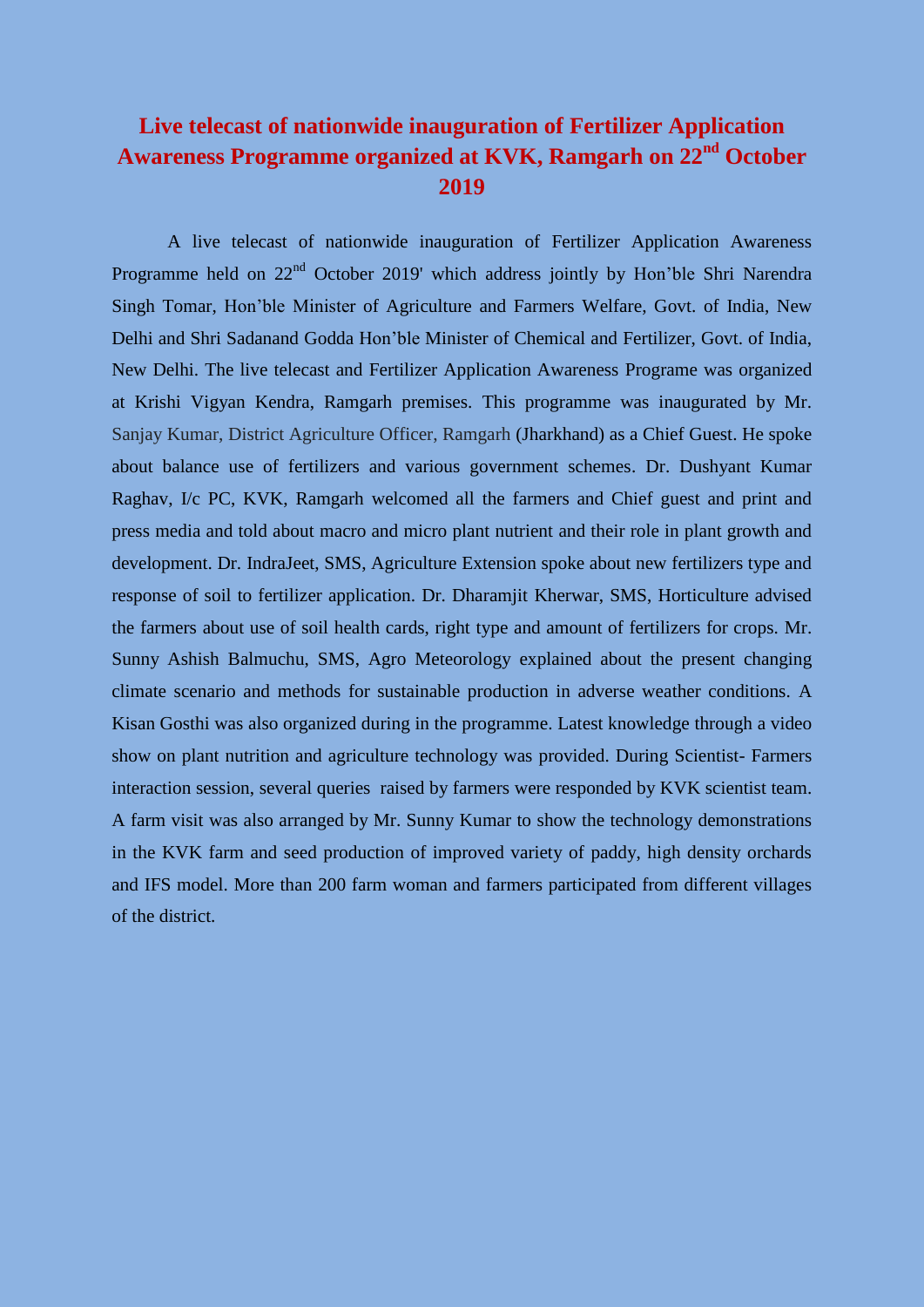# Live telecast of nationwide inauguration of Fertilizer Application Awareness Programme organized at KVK, Ramgarh on 22nd October 2019

A live telecast of nationwide inauguration of Fertilizer Application Awareness Programme held on 22nd October 2019' which address jointly by Hon'ble Shri Narendra Singh Tomar, Hon'ble Minister of Agriculture and Farmers Welfare, Govt. of India, New Delhi and Shri Sadanand Godda Hon'ble Minister of Chemical and Fertilizer, Govt. of India, New Delhi. The live telecast and Fertilizer Application Awareness Programe was organized at Krishi Vigyan Kendra, Ramgarh premises. This programme was inaugurated by Mr. Sanjay Kumar, District Agriculture Officer, Ramgarh (Jharkhand) as a Chief Guest. He spoke about balance use of fertilizers and various government schemes. Dr. Dushyant Kumar Raghav, I/c PC, KVK, Ramgarh welcomed all the farmers and Chief guest and print and press media and told about macro and micro plant nutrient and their role in plant growth and development. Dr. IndraJeet, SMS, Agriculture Extension spoke about new fertilizers type and response of soil to fertilizer application. Dr. Dharamjit Kherwar, SMS, Horticulture advised the farmers about use of soil health cards, right type and amount of fertilizers for crops. Mr. Sunny Ashish Balmuchu, SMS, Agro Meteorology explained about the present changing climate scenario and methods for sustainable production in adverse weather conditions. A Kisan Gosthi was also organized during in the programme. Latest knowledge through a video show on plant nutrition and agriculture technology was provided. During Scientist- Farmers interaction session, several queries raised by farmers were responded by KVK scientist team. A farm visit was also arranged by Mr. Sunny Kumar to show the technology demonstrations in the KVK farm and seed production of improved variety of paddy, high density orchards and IFS model. More than 200 farm woman and farmers participated from different villages of the district.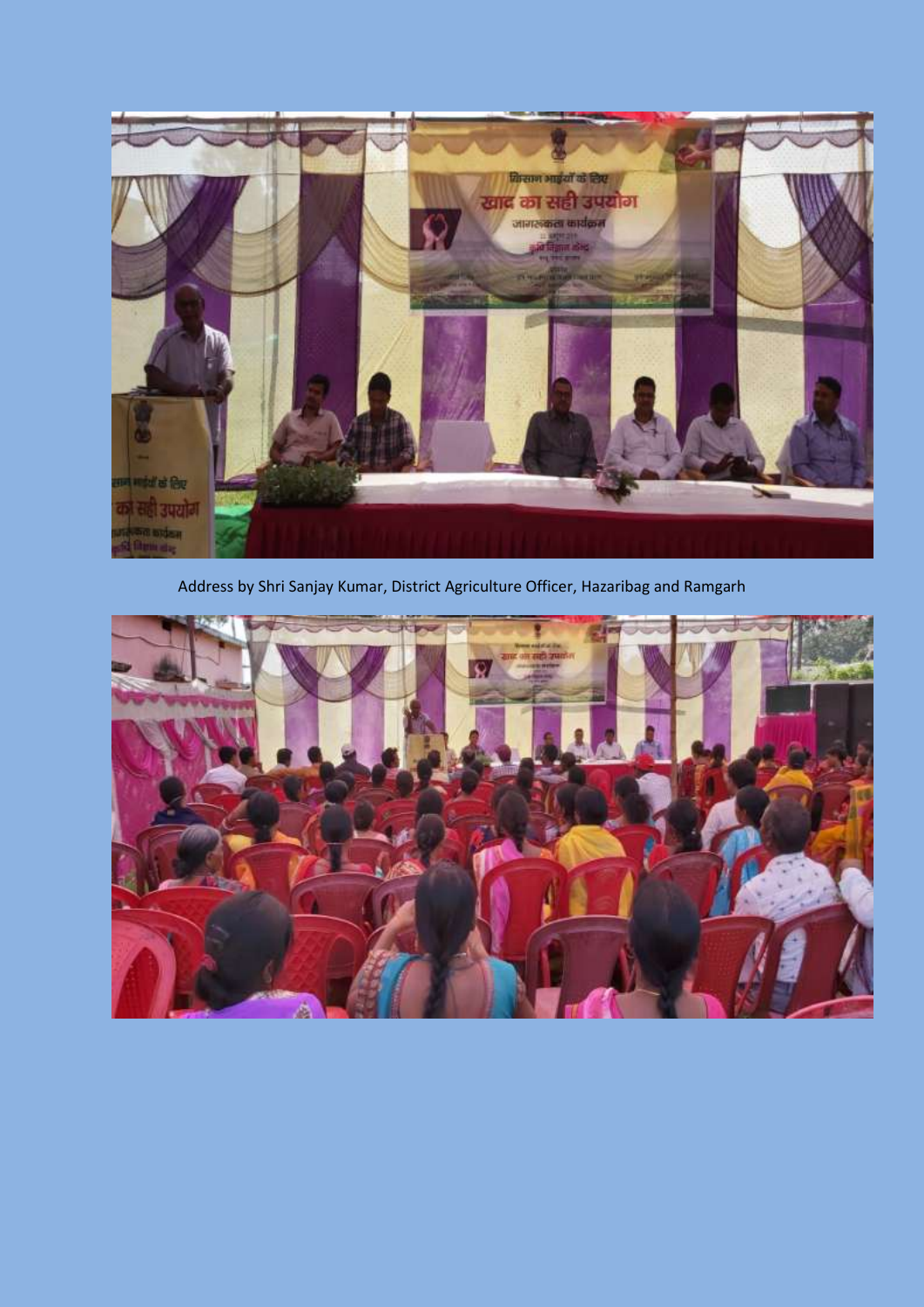Address by Shri Sanjay Kumar, District Agriculture Officer, Hazaribag and Ramgarh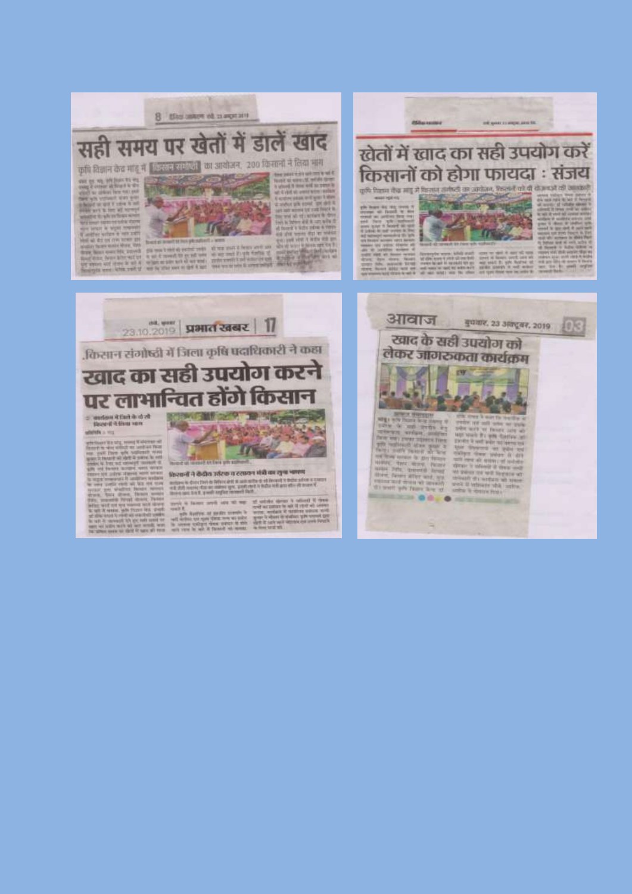# सही समय पर खेतों में डालें खाद

कृषि विज्ञान केंद्र मांडू में किसान संगोष्ठी का आयोजन, 200 किसानों ने लिया भाग

# खेतों में खाद का सही उपयोग करें किसानों को होगा फायदा : संजय

कृषि विज्ञान केंद्र मांडू में किसान संगोष्ठी का आयोजन, किसानों को दी योजनाओं की जानकारी

23.10.2019 प्रभात खबर 17

किसान संगोष्ठी में जिला कृषि पदाधिकारी ने कहा

# खाद का सही उपयोग करने पर लाभान्वित होंगे किसान

आवाज बुधवार, 23 अक्टूबर, 2019 03

# खाद के सही उपयोग को लेकर जागरुकता कार्यक्रम